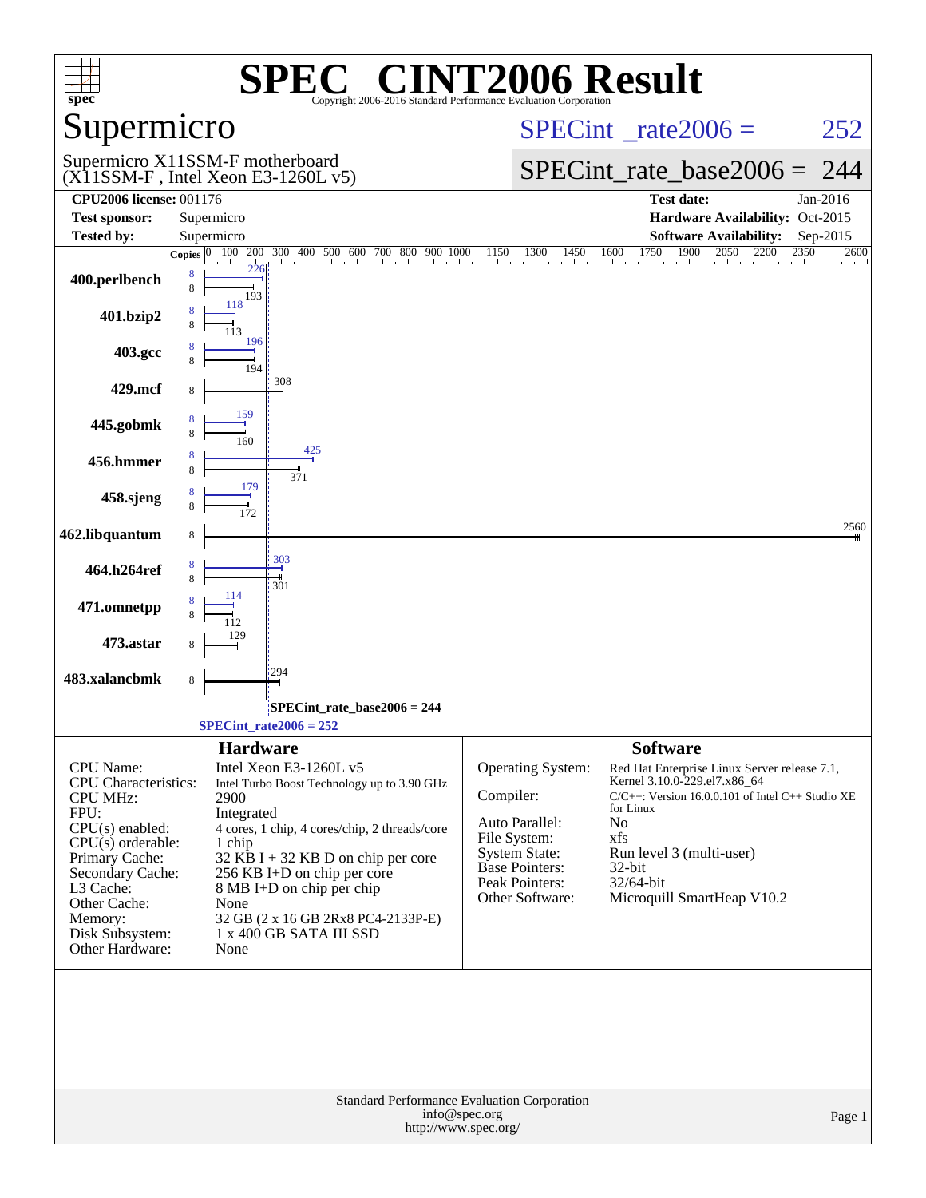# SPEC® CINT2006 Result

Copyright 2006-2016 Standard Performance Evaluation Corporation

## Supermicro

Supermicro X11SSM-F motherboard
(X11SSM-F , Intel Xeon E3-1260L v5)

SPECint_rate2006 = 252

SPECint_rate_base2006 = 244

| | | | |
|---|---|---|---|
| **CPU2006 license:** | 001176 | **Test date:** | Jan-2016 |
| **Test sponsor:** | Supermicro | **Hardware Availability:** | Oct-2015 |
| **Tested by:** | Supermicro | **Software Availability:** | Sep-2015 |

| Benchmark | Copies (peak) | Peak | Copies (base) | Base |
|---|---|---|---|---|
| 400.perlbench | 8 | 226 | 8 | 193 |
| 401.bzip2 | 8 | 118 | 8 | 113 |
| 403.gcc | 8 | 196 | 8 | 194 |
| 429.mcf | | | 8 | 308 |
| 445.gobmk | 8 | 159 | 8 | 160 |
| 456.hmmer | 8 | 425 | 8 | 371 |
| 458.sjeng | 8 | 179 | 8 | 172 |
| 462.libquantum | | | 8 | 2560 |
| 464.h264ref | 8 | 303 | 8 | 301 |
| 471.omnetpp | 8 | 114 | 8 | 112 |
| 473.astar | | | 8 | 129 |
| 483.xalancbmk | | | 8 | 294 |

SPECint_rate_base2006 = 244

SPECint_rate2006 = 252

## Hardware

| | |
|---|---|
| CPU Name: | Intel Xeon E3-1260L v5 |
| CPU Characteristics: | Intel Turbo Boost Technology up to 3.90 GHz |
| CPU MHz: | 2900 |
| FPU: | Integrated |
| CPU(s) enabled: | 4 cores, 1 chip, 4 cores/chip, 2 threads/core |
| CPU(s) orderable: | 1 chip |
| Primary Cache: | 32 KB I + 32 KB D on chip per core |
| Secondary Cache: | 256 KB I+D on chip per core |
| L3 Cache: | 8 MB I+D on chip per chip |
| Other Cache: | None |
| Memory: | 32 GB (2 x 16 GB 2Rx8 PC4-2133P-E) |
| Disk Subsystem: | 1 x 400 GB SATA III SSD |
| Other Hardware: | None |

## Software

| | |
|---|---|
| Operating System: | Red Hat Enterprise Linux Server release 7.1, Kernel 3.10.0-229.el7.x86_64 |
| Compiler: | C/C++: Version 16.0.0.101 of Intel C++ Studio XE for Linux |
| Auto Parallel: | No |
| File System: | xfs |
| System State: | Run level 3 (multi-user) |
| Base Pointers: | 32-bit |
| Peak Pointers: | 32/64-bit |
| Other Software: | Microquill SmartHeap V10.2 |

Standard Performance Evaluation Corporation
info@spec.org
http://www.spec.org/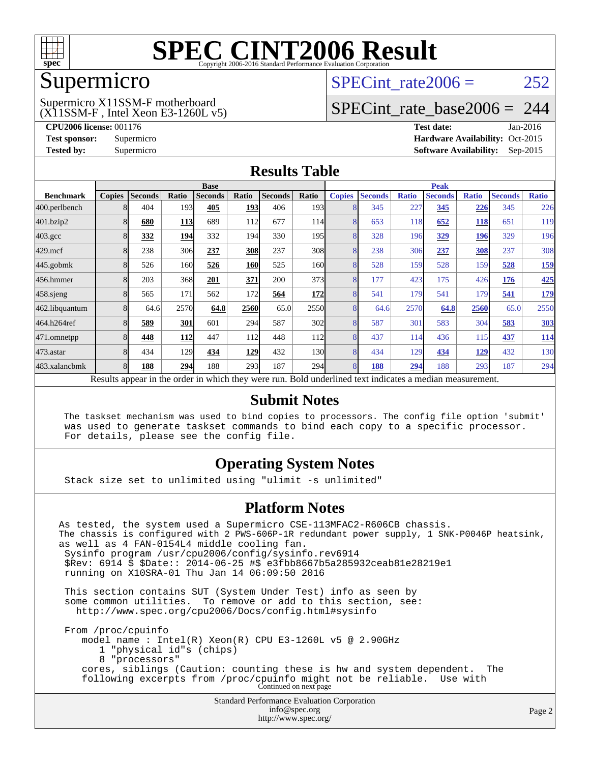# SPEC CINT2006 Result

Copyright 2006-2016 Standard Performance Evaluation Corporation

# Supermicro

Supermicro X11SSM-F motherboard
(X11SSM-F , Intel Xeon E3-1260L v5)

SPECint_rate2006 = 252

SPECint_rate_base2006 = 244

**CPU2006 license:** 001176
**Test sponsor:** Supermicro
**Tested by:** Supermicro

**Test date:** Jan-2016
**Hardware Availability:** Oct-2015
**Software Availability:** Sep-2015

## Results Table

| | Base | | | | | | | | Peak | | | | | | |
|---|---|---|---|---|---|---|---|---|---|---|---|---|---|---|---|
| **Benchmark** | **Copies** | **Seconds** | **Ratio** | **Seconds** | **Ratio** | **Seconds** | **Ratio** | **Copies** | **Seconds** | **Ratio** | **Seconds** | **Ratio** | **Seconds** | **Ratio** |
| 400.perlbench | 8 | 404 | 193 | **405** | **193** | 406 | 193 | 8 | 345 | 227 | **345** | **226** | 345 | 226 |
| 401.bzip2 | 8 | **680** | **113** | 689 | 112 | 677 | 114 | 8 | 653 | 118 | **652** | **118** | 651 | 119 |
| 403.gcc | 8 | **332** | **194** | 332 | 194 | 330 | 195 | 8 | 328 | 196 | **329** | **196** | 329 | 196 |
| 429.mcf | 8 | 238 | 306 | **237** | **308** | 237 | 308 | 8 | 238 | 306 | **237** | **308** | 237 | 308 |
| 445.gobmk | 8 | 526 | 160 | **526** | **160** | 525 | 160 | 8 | 528 | 159 | 528 | 159 | **528** | **159** |
| 456.hmmer | 8 | 203 | 368 | **201** | **371** | 200 | 373 | 8 | 177 | 423 | 175 | 426 | **176** | **425** |
| 458.sjeng | 8 | 565 | 171 | 562 | 172 | **564** | **172** | 8 | 541 | 179 | 541 | 179 | **541** | **179** |
| 462.libquantum | 8 | 64.6 | 2570 | **64.8** | **2560** | 65.0 | 2550 | 8 | 64.6 | 2570 | **64.8** | **2560** | 65.0 | 2550 |
| 464.h264ref | 8 | **589** | **301** | 601 | 294 | 587 | 302 | 8 | 587 | 301 | 583 | 304 | **583** | **303** |
| 471.omnetpp | 8 | **448** | **112** | 447 | 112 | 448 | 112 | 8 | 437 | 114 | 436 | 115 | **437** | **114** |
| 473.astar | 8 | 434 | 129 | **434** | **129** | 432 | 130 | 8 | 434 | 129 | **434** | **129** | 432 | 130 |
| 483.xalancbmk | 8 | **188** | **294** | 188 | 293 | 187 | 294 | 8 | **188** | **294** | 188 | 293 | 187 | 294 |

Results appear in the order in which they were run. Bold underlined text indicates a median measurement.

## Submit Notes

```
The taskset mechanism was used to bind copies to processors. The config file option 'submit'
was used to generate taskset commands to bind each copy to a specific processor.
For details, please see the config file.
```

## Operating System Notes

```
Stack size set to unlimited using "ulimit -s unlimited"
```

## Platform Notes

```
As tested, the system used a Supermicro CSE-113MFAC2-R606CB chassis.
The chassis is configured with 2 PWS-606P-1R redundant power supply, 1 SNK-P0046P heatsink,
as well as 4 FAN-0154L4 middle cooling fan.
 Sysinfo program /usr/cpu2006/config/sysinfo.rev6914
 $Rev: 6914 $ $Date:: 2014-06-25 #$ e3fbb8667b5a285932ceab81e28219e1
 running on X10SRA-01 Thu Jan 14 06:09:50 2016

 This section contains SUT (System Under Test) info as seen by
 some common utilities.  To remove or add to this section, see:
   http://www.spec.org/cpu2006/Docs/config.html#sysinfo

 From /proc/cpuinfo
    model name : Intel(R) Xeon(R) CPU E3-1260L v5 @ 2.90GHz
       1 "physical id"s (chips)
       8 "processors"
    cores, siblings (Caution: counting these is hw and system dependent.  The
    following excerpts from /proc/cpuinfo might not be reliable.  Use with
```

Continued on next page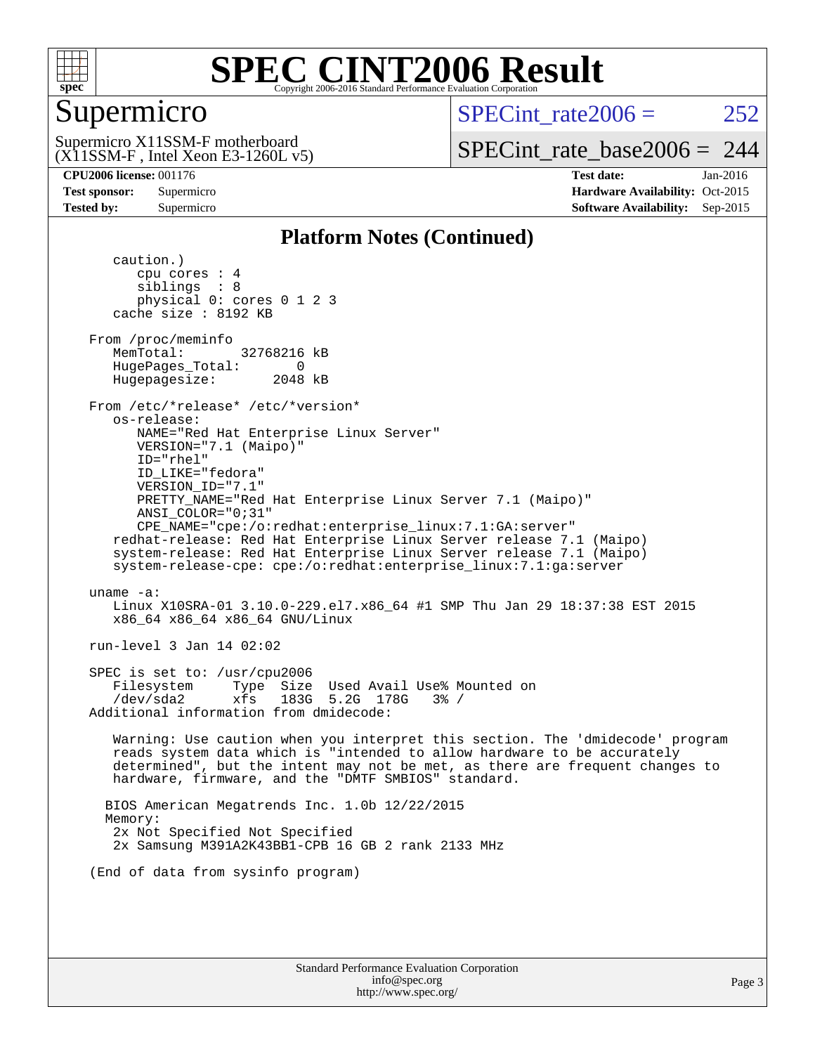# SPEC CINT2006 Result

## Supermicro

Supermicro X11SSM-F motherboard
(X11SSM-F , Intel Xeon E3-1260L v5)

SPECint_rate2006 = 252

SPECint_rate_base2006 = 244

**CPU2006 license:** 001176
**Test sponsor:** Supermicro
**Tested by:** Supermicro

**Test date:** Jan-2016
**Hardware Availability:** Oct-2015
**Software Availability:** Sep-2015

### Platform Notes (Continued)

```
      caution.)
         cpu cores : 4
         siblings  : 8
         physical 0: cores 0 1 2 3
      cache size : 8192 KB

   From /proc/meminfo
      MemTotal:       32768216 kB
      HugePages_Total:       0
      Hugepagesize:       2048 kB

   From /etc/*release* /etc/*version*
      os-release:
         NAME="Red Hat Enterprise Linux Server"
         VERSION="7.1 (Maipo)"
         ID="rhel"
         ID_LIKE="fedora"
         VERSION_ID="7.1"
         PRETTY_NAME="Red Hat Enterprise Linux Server 7.1 (Maipo)"
         ANSI_COLOR="0;31"
         CPE_NAME="cpe:/o:redhat:enterprise_linux:7.1:GA:server"
      redhat-release: Red Hat Enterprise Linux Server release 7.1 (Maipo)
      system-release: Red Hat Enterprise Linux Server release 7.1 (Maipo)
      system-release-cpe: cpe:/o:redhat:enterprise_linux:7.1:ga:server

   uname -a:
      Linux X10SRA-01 3.10.0-229.el7.x86_64 #1 SMP Thu Jan 29 18:37:38 EST 2015
      x86_64 x86_64 x86_64 GNU/Linux

   run-level 3 Jan 14 02:02

   SPEC is set to: /usr/cpu2006
      Filesystem     Type  Size  Used Avail Use% Mounted on
      /dev/sda2      xfs   183G  5.2G  178G   3% /
   Additional information from dmidecode:

      Warning: Use caution when you interpret this section. The 'dmidecode' program
      reads system data which is "intended to allow hardware to be accurately
      determined", but the intent may not be met, as there are frequent changes to
      hardware, firmware, and the "DMTF SMBIOS" standard.

     BIOS American Megatrends Inc. 1.0b 12/22/2015
     Memory:
      2x Not Specified Not Specified
      2x Samsung M391A2K43BB1-CPB 16 GB 2 rank 2133 MHz

   (End of data from sysinfo program)
```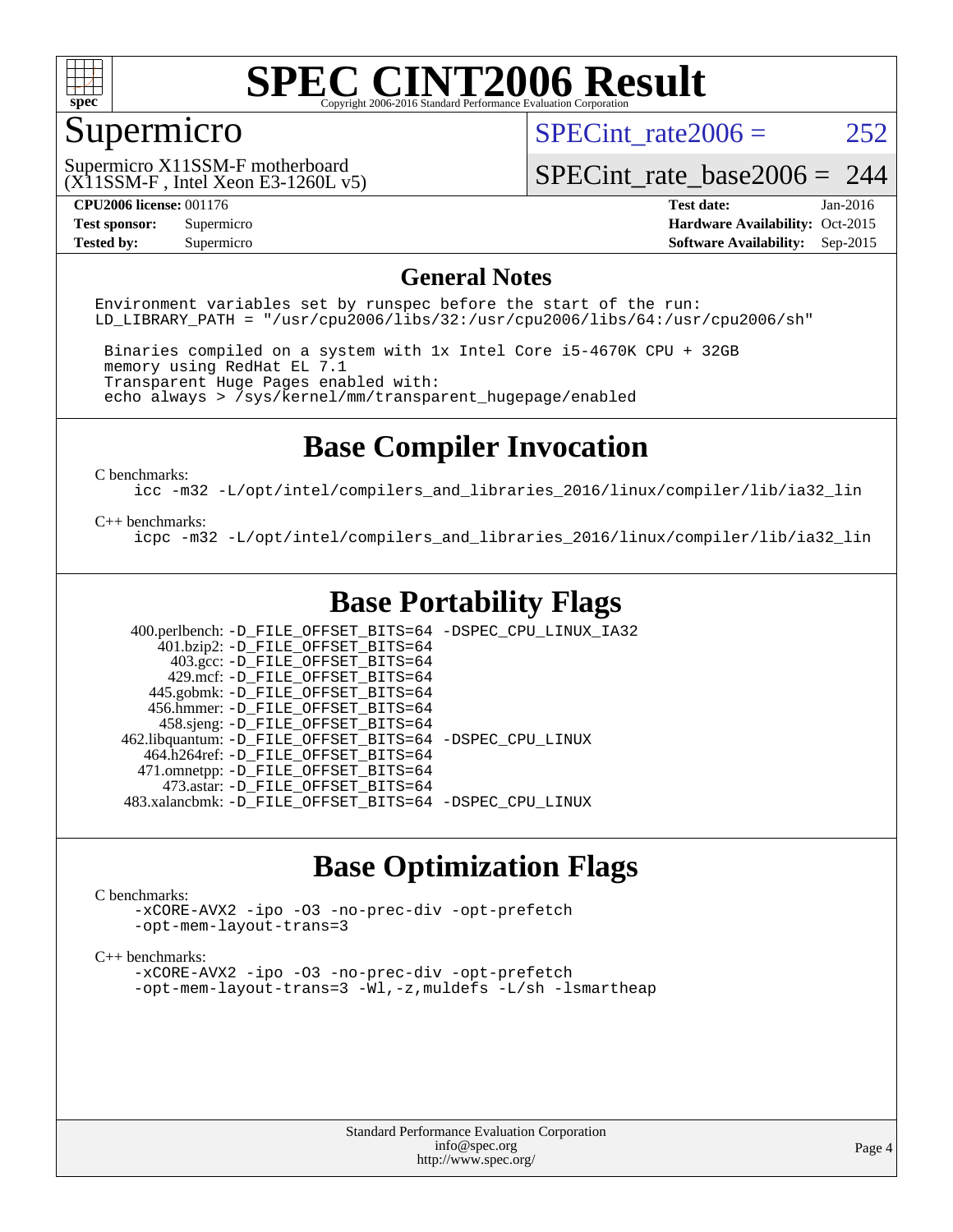# SPEC CINT2006 Result

Copyright 2006-2016 Standard Performance Evaluation Corporation

## Supermicro

Supermicro X11SSM-F motherboard
(X11SSM-F , Intel Xeon E3-1260L v5)

SPECint_rate2006 = 252

SPECint_rate_base2006 = 244

| | | | |
|---|---|---|---|
| **CPU2006 license:** 001176 | | **Test date:** | Jan-2016 |
| **Test sponsor:** | Supermicro | **Hardware Availability:** | Oct-2015 |
| **Tested by:** | Supermicro | **Software Availability:** | Sep-2015 |

## General Notes

```
Environment variables set by runspec before the start of the run:
LD_LIBRARY_PATH = "/usr/cpu2006/libs/32:/usr/cpu2006/libs/64:/usr/cpu2006/sh"

 Binaries compiled on a system with 1x Intel Core i5-4670K CPU + 32GB
 memory using RedHat EL 7.1
 Transparent Huge Pages enabled with:
 echo always > /sys/kernel/mm/transparent_hugepage/enabled
```

## Base Compiler Invocation

C benchmarks:

```
icc -m32 -L/opt/intel/compilers_and_libraries_2016/linux/compiler/lib/ia32_lin
```

C++ benchmarks:

```
icpc -m32 -L/opt/intel/compilers_and_libraries_2016/linux/compiler/lib/ia32_lin
```

## Base Portability Flags

| Benchmark | Flags |
|---|---|
| 400.perlbench: | -D_FILE_OFFSET_BITS=64 -DSPEC_CPU_LINUX_IA32 |
| 401.bzip2: | -D_FILE_OFFSET_BITS=64 |
| 403.gcc: | -D_FILE_OFFSET_BITS=64 |
| 429.mcf: | -D_FILE_OFFSET_BITS=64 |
| 445.gobmk: | -D_FILE_OFFSET_BITS=64 |
| 456.hmmer: | -D_FILE_OFFSET_BITS=64 |
| 458.sjeng: | -D_FILE_OFFSET_BITS=64 |
| 462.libquantum: | -D_FILE_OFFSET_BITS=64 -DSPEC_CPU_LINUX |
| 464.h264ref: | -D_FILE_OFFSET_BITS=64 |
| 471.omnetpp: | -D_FILE_OFFSET_BITS=64 |
| 473.astar: | -D_FILE_OFFSET_BITS=64 |
| 483.xalancbmk: | -D_FILE_OFFSET_BITS=64 -DSPEC_CPU_LINUX |

## Base Optimization Flags

C benchmarks:

```
-xCORE-AVX2 -ipo -O3 -no-prec-div -opt-prefetch
-opt-mem-layout-trans=3
```

C++ benchmarks:

```
-xCORE-AVX2 -ipo -O3 -no-prec-div -opt-prefetch
-opt-mem-layout-trans=3 -Wl,-z,muldefs -L/sh -lsmartheap
```

Standard Performance Evaluation Corporation
info@spec.org
http://www.spec.org/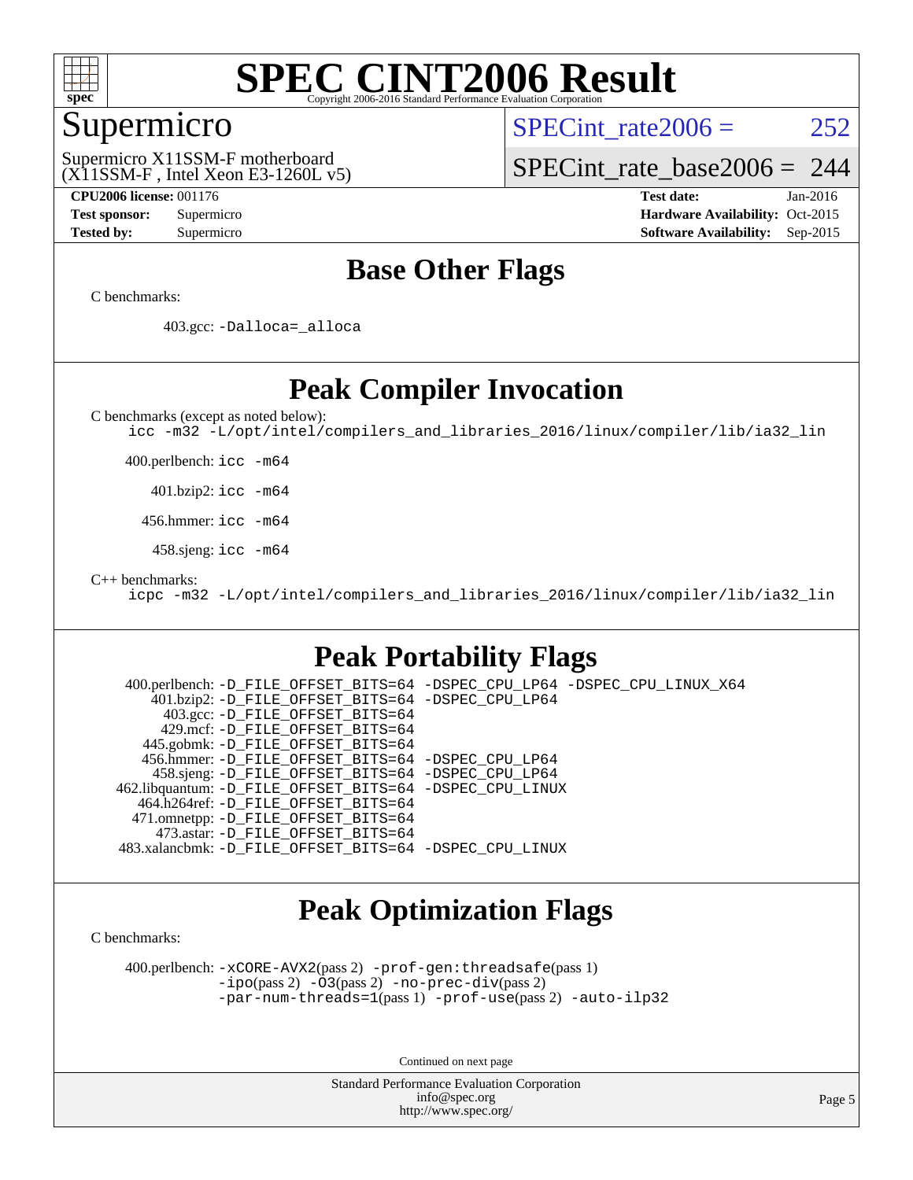# SPEC CINT2006 Result

Copyright 2006-2016 Standard Performance Evaluation Corporation

## Supermicro

Supermicro X11SSM-F motherboard
(X11SSM-F , Intel Xeon E3-1260L v5)

SPECint_rate2006 = 252

SPECint_rate_base2006 = 244

| | | | |
|---|---|---|---|
| **CPU2006 license:** 001176 | | **Test date:** | Jan-2016 |
| **Test sponsor:** | Supermicro | **Hardware Availability:** | Oct-2015 |
| **Tested by:** | Supermicro | **Software Availability:** | Sep-2015 |

## Base Other Flags

C benchmarks:

403.gcc: `-Dalloca=_alloca`

## Peak Compiler Invocation

C benchmarks (except as noted below):

`icc -m32 -L/opt/intel/compilers_and_libraries_2016/linux/compiler/lib/ia32_lin`

400.perlbench: `icc -m64`

401.bzip2: `icc -m64`

456.hmmer: `icc -m64`

458.sjeng: `icc -m64`

C++ benchmarks:

`icpc -m32 -L/opt/intel/compilers_and_libraries_2016/linux/compiler/lib/ia32_lin`

## Peak Portability Flags

400.perlbench: `-D_FILE_OFFSET_BITS=64 -DSPEC_CPU_LP64 -DSPEC_CPU_LINUX_X64`
401.bzip2: `-D_FILE_OFFSET_BITS=64 -DSPEC_CPU_LP64`
403.gcc: `-D_FILE_OFFSET_BITS=64`
429.mcf: `-D_FILE_OFFSET_BITS=64`
445.gobmk: `-D_FILE_OFFSET_BITS=64`
456.hmmer: `-D_FILE_OFFSET_BITS=64 -DSPEC_CPU_LP64`
458.sjeng: `-D_FILE_OFFSET_BITS=64 -DSPEC_CPU_LP64`
462.libquantum: `-D_FILE_OFFSET_BITS=64 -DSPEC_CPU_LINUX`
464.h264ref: `-D_FILE_OFFSET_BITS=64`
471.omnetpp: `-D_FILE_OFFSET_BITS=64`
473.astar: `-D_FILE_OFFSET_BITS=64`
483.xalancbmk: `-D_FILE_OFFSET_BITS=64 -DSPEC_CPU_LINUX`

## Peak Optimization Flags

C benchmarks:

400.perlbench: `-xCORE-AVX2`(pass 2) `-prof-gen:threadsafe`(pass 1) `-ipo`(pass 2) `-O3`(pass 2) `-no-prec-div`(pass 2) `-par-num-threads=1`(pass 1) `-prof-use`(pass 2) `-auto-ilp32`

Continued on next page

Standard Performance Evaluation Corporation
info@spec.org
http://www.spec.org/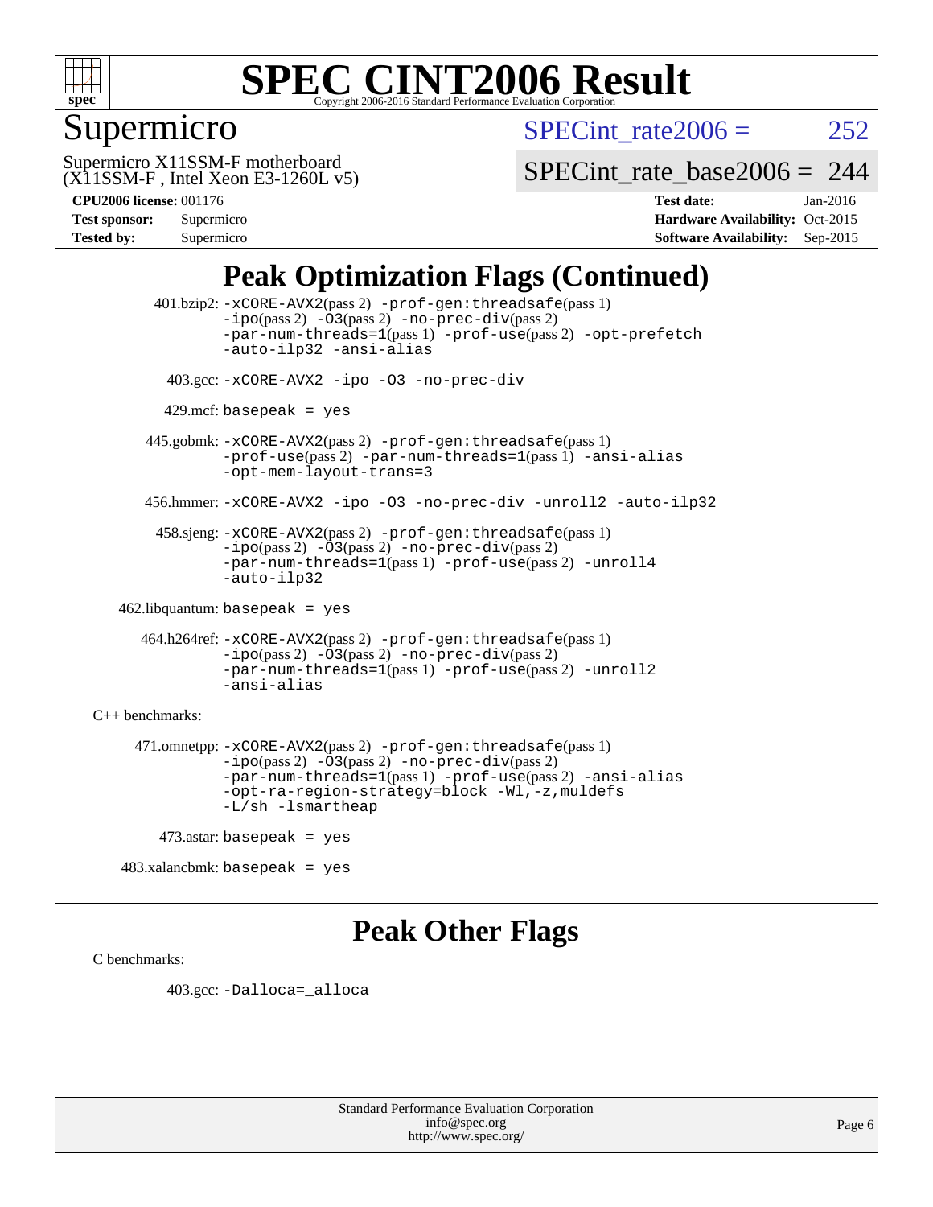# SPEC CINT2006 Result

Copyright 2006-2016 Standard Performance Evaluation Corporation

## Supermicro

Supermicro X11SSM-F motherboard
(X11SSM-F , Intel Xeon E3-1260L v5)

SPECint_rate2006 = 252

SPECint_rate_base2006 = 244

**CPU2006 license:** 001176
**Test sponsor:** Supermicro
**Tested by:** Supermicro

**Test date:** Jan-2016
**Hardware Availability:** Oct-2015
**Software Availability:** Sep-2015

## Peak Optimization Flags (Continued)

401.bzip2: -xCORE-AVX2(pass 2) -prof-gen:threadsafe(pass 1) -ipo(pass 2) -O3(pass 2) -no-prec-div(pass 2) -par-num-threads=1(pass 1) -prof-use(pass 2) -opt-prefetch -auto-ilp32 -ansi-alias

403.gcc: -xCORE-AVX2 -ipo -O3 -no-prec-div

429.mcf: basepeak = yes

445.gobmk: -xCORE-AVX2(pass 2) -prof-gen:threadsafe(pass 1) -prof-use(pass 2) -par-num-threads=1(pass 1) -ansi-alias -opt-mem-layout-trans=3

456.hmmer: -xCORE-AVX2 -ipo -O3 -no-prec-div -unroll2 -auto-ilp32

458.sjeng: -xCORE-AVX2(pass 2) -prof-gen:threadsafe(pass 1) -ipo(pass 2) -O3(pass 2) -no-prec-div(pass 2) -par-num-threads=1(pass 1) -prof-use(pass 2) -unroll4 -auto-ilp32

462.libquantum: basepeak = yes

464.h264ref: -xCORE-AVX2(pass 2) -prof-gen:threadsafe(pass 1) -ipo(pass 2) -O3(pass 2) -no-prec-div(pass 2) -par-num-threads=1(pass 1) -prof-use(pass 2) -unroll2 -ansi-alias

C++ benchmarks:

471.omnetpp: -xCORE-AVX2(pass 2) -prof-gen:threadsafe(pass 1) -ipo(pass 2) -O3(pass 2) -no-prec-div(pass 2) -par-num-threads=1(pass 1) -prof-use(pass 2) -ansi-alias -opt-ra-region-strategy=block -Wl,-z,muldefs -L/sh -lsmartheap

473.astar: basepeak = yes

483.xalancbmk: basepeak = yes

## Peak Other Flags

C benchmarks:

403.gcc: -Dalloca=_alloca

Standard Performance Evaluation Corporation
info@spec.org
http://www.spec.org/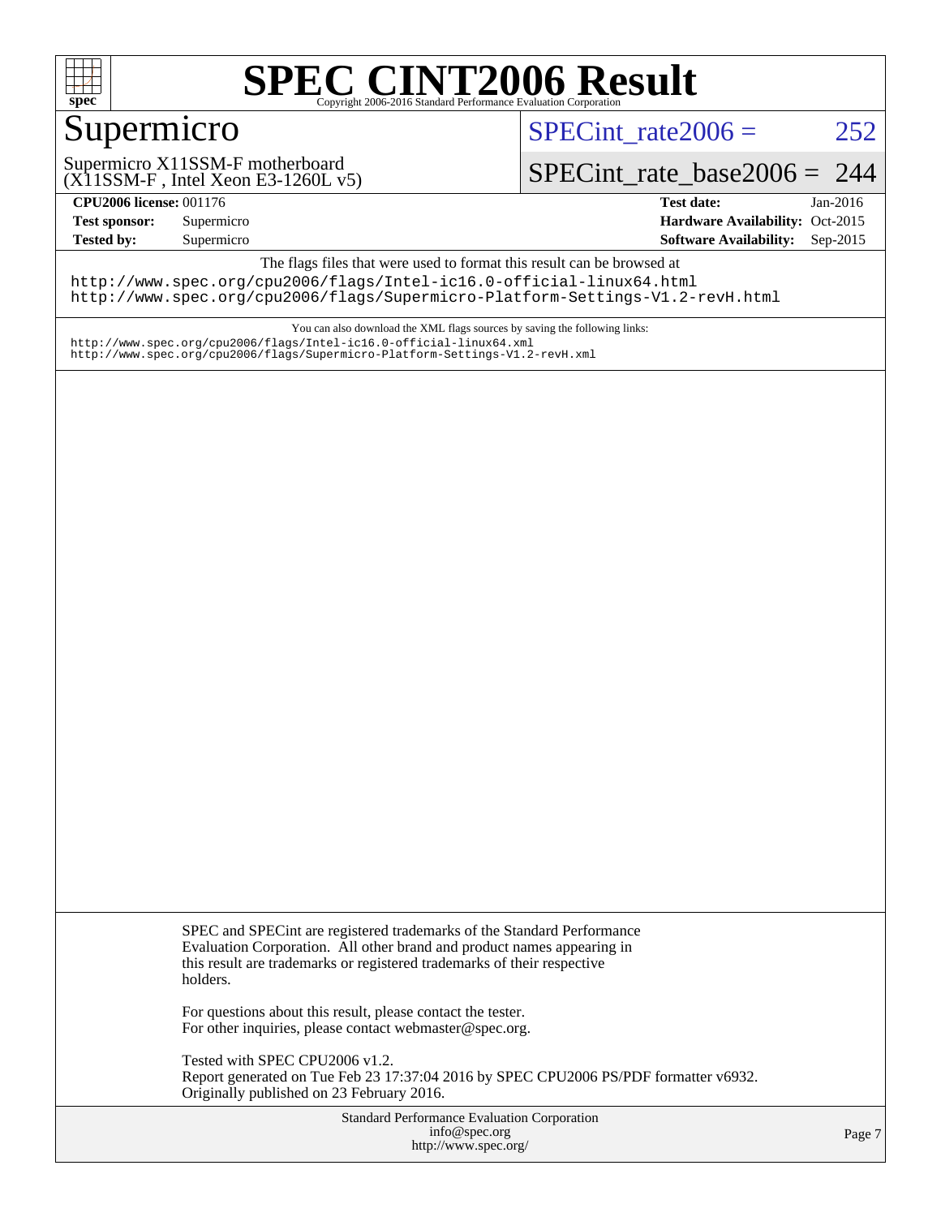# SPEC CINT2006 Result

Copyright 2006-2016 Standard Performance Evaluation Corporation

## Supermicro

Supermicro X11SSM-F motherboard
(X11SSM-F , Intel Xeon E3-1260L v5)

SPECint_rate2006 = 252

SPECint_rate_base2006 = 244

| | | | |
|---|---|---|---|
| **CPU2006 license:** 001176 | | **Test date:** | Jan-2016 |
| **Test sponsor:** | Supermicro | **Hardware Availability:** | Oct-2015 |
| **Tested by:** | Supermicro | **Software Availability:** | Sep-2015 |

The flags files that were used to format this result can be browsed at

http://www.spec.org/cpu2006/flags/Intel-ic16.0-official-linux64.html
http://www.spec.org/cpu2006/flags/Supermicro-Platform-Settings-V1.2-revH.html

You can also download the XML flags sources by saving the following links:

http://www.spec.org/cpu2006/flags/Intel-ic16.0-official-linux64.xml
http://www.spec.org/cpu2006/flags/Supermicro-Platform-Settings-V1.2-revH.xml

SPEC and SPECint are registered trademarks of the Standard Performance Evaluation Corporation. All other brand and product names appearing in this result are trademarks or registered trademarks of their respective holders.

For questions about this result, please contact the tester.
For other inquiries, please contact webmaster@spec.org.

Tested with SPEC CPU2006 v1.2.
Report generated on Tue Feb 23 17:37:04 2016 by SPEC CPU2006 PS/PDF formatter v6932.
Originally published on 23 February 2016.

Standard Performance Evaluation Corporation
info@spec.org
http://www.spec.org/